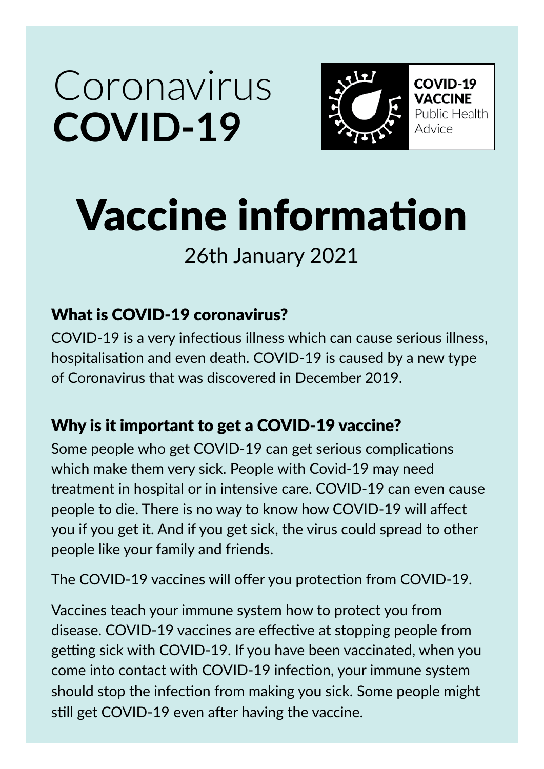# Coronavirus **COVID-19**

**COVID-19 VACCINE**
Public Health Advice

# Vaccine information

26th January 2021

## What is COVID-19 coronavirus?

COVID-19 is a very infectious illness which can cause serious illness, hospitalisation and even death. COVID-19 is caused by a new type of Coronavirus that was discovered in December 2019.

## Why is it important to get a COVID-19 vaccine?

Some people who get COVID-19 can get serious complications which make them very sick. People with Covid-19 may need treatment in hospital or in intensive care. COVID-19 can even cause people to die. There is no way to know how COVID-19 will affect you if you get it. And if you get sick, the virus could spread to other people like your family and friends.

The COVID-19 vaccines will offer you protection from COVID-19.

Vaccines teach your immune system how to protect you from disease. COVID-19 vaccines are effective at stopping people from getting sick with COVID-19. If you have been vaccinated, when you come into contact with COVID-19 infection, your immune system should stop the infection from making you sick. Some people might still get COVID-19 even after having the vaccine.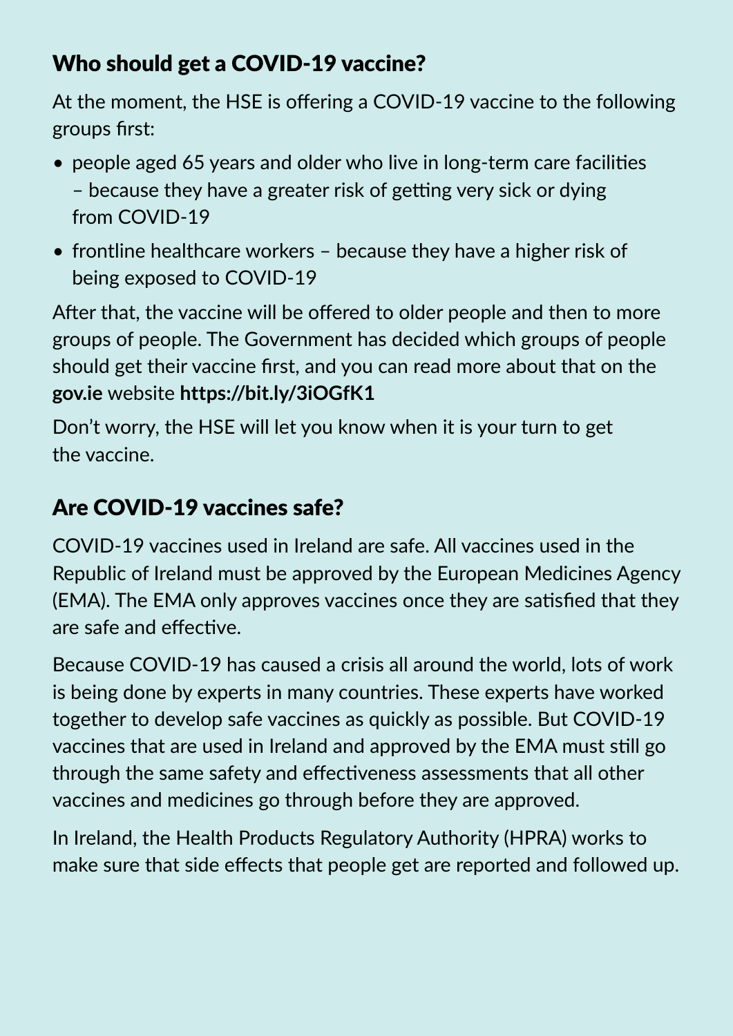## Who should get a COVID-19 vaccine?

At the moment, the HSE is offering a COVID-19 vaccine to the following groups first:

- people aged 65 years and older who live in long-term care facilities – because they have a greater risk of getting very sick or dying from COVID-19
- frontline healthcare workers – because they have a higher risk of being exposed to COVID-19

After that, the vaccine will be offered to older people and then to more groups of people. The Government has decided which groups of people should get their vaccine first, and you can read more about that on the **gov.ie** website **https://bit.ly/3iOGfK1**

Don't worry, the HSE will let you know when it is your turn to get the vaccine.

## Are COVID-19 vaccines safe?

COVID-19 vaccines used in Ireland are safe. All vaccines used in the Republic of Ireland must be approved by the European Medicines Agency (EMA). The EMA only approves vaccines once they are satisfied that they are safe and effective.

Because COVID-19 has caused a crisis all around the world, lots of work is being done by experts in many countries. These experts have worked together to develop safe vaccines as quickly as possible. But COVID-19 vaccines that are used in Ireland and approved by the EMA must still go through the same safety and effectiveness assessments that all other vaccines and medicines go through before they are approved.

In Ireland, the Health Products Regulatory Authority (HPRA) works to make sure that side effects that people get are reported and followed up.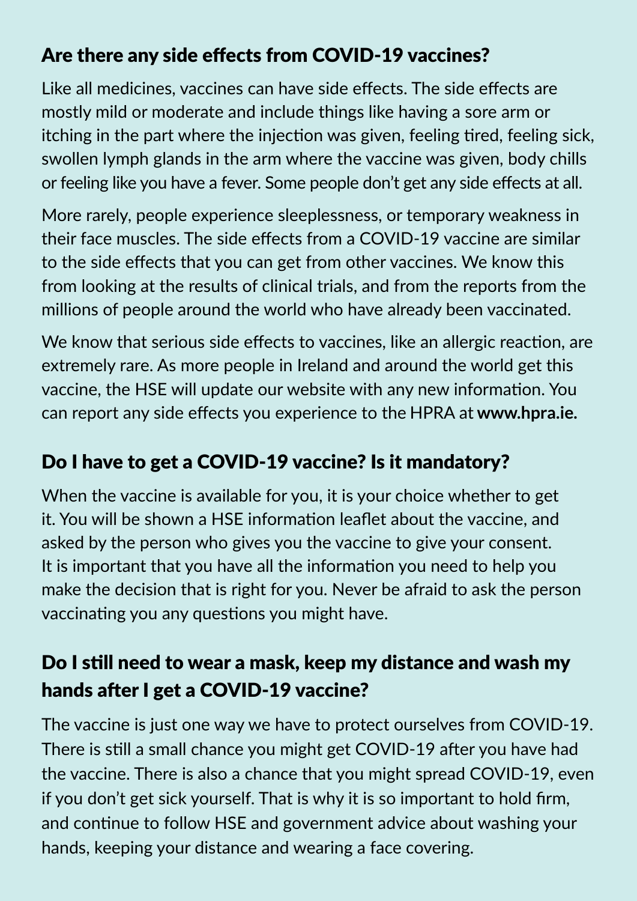## Are there any side effects from COVID-19 vaccines?

Like all medicines, vaccines can have side effects. The side effects are mostly mild or moderate and include things like having a sore arm or itching in the part where the injection was given, feeling tired, feeling sick, swollen lymph glands in the arm where the vaccine was given, body chills or feeling like you have a fever. Some people don't get any side effects at all.

More rarely, people experience sleeplessness, or temporary weakness in their face muscles. The side effects from a COVID-19 vaccine are similar to the side effects that you can get from other vaccines. We know this from looking at the results of clinical trials, and from the reports from the millions of people around the world who have already been vaccinated.

We know that serious side effects to vaccines, like an allergic reaction, are extremely rare. As more people in Ireland and around the world get this vaccine, the HSE will update our website with any new information. You can report any side effects you experience to the HPRA at **www.hpra.ie.**

## Do I have to get a COVID-19 vaccine? Is it mandatory?

When the vaccine is available for you, it is your choice whether to get it. You will be shown a HSE information leaflet about the vaccine, and asked by the person who gives you the vaccine to give your consent. It is important that you have all the information you need to help you make the decision that is right for you. Never be afraid to ask the person vaccinating you any questions you might have.

## Do I still need to wear a mask, keep my distance and wash my hands after I get a COVID-19 vaccine?

The vaccine is just one way we have to protect ourselves from COVID-19. There is still a small chance you might get COVID-19 after you have had the vaccine. There is also a chance that you might spread COVID-19, even if you don't get sick yourself. That is why it is so important to hold firm, and continue to follow HSE and government advice about washing your hands, keeping your distance and wearing a face covering.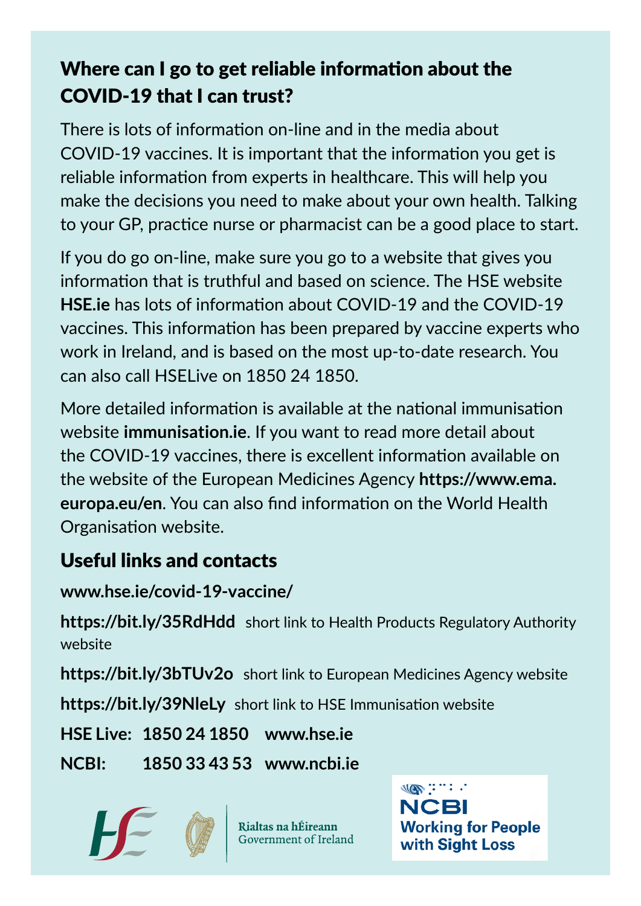## Where can I go to get reliable information about the COVID-19 that I can trust?

There is lots of information on-line and in the media about COVID-19 vaccines. It is important that the information you get is reliable information from experts in healthcare. This will help you make the decisions you need to make about your own health. Talking to your GP, practice nurse or pharmacist can be a good place to start.

If you do go on-line, make sure you go to a website that gives you information that is truthful and based on science. The HSE website **HSE.ie** has lots of information about COVID-19 and the COVID-19 vaccines. This information has been prepared by vaccine experts who work in Ireland, and is based on the most up-to-date research. You can also call HSELive on 1850 24 1850.

More detailed information is available at the national immunisation website **immunisation.ie**. If you want to read more detail about the COVID-19 vaccines, there is excellent information available on the website of the European Medicines Agency **https://www.ema.europa.eu/en**. You can also find information on the World Health Organisation website.

## Useful links and contacts

**www.hse.ie/covid-19-vaccine/**

**https://bit.ly/35RdHdd** short link to Health Products Regulatory Authority website

**https://bit.ly/3bTUv2o** short link to European Medicines Agency website

**https://bit.ly/39NleLy** short link to HSE Immunisation website

**HSE Live: 1850 24 1850 www.hse.ie**

**NCBI: 1850 33 43 53 www.ncbi.ie**

Rialtas na hÉireann
Government of Ireland

NCBI
Working for People with Sight Loss